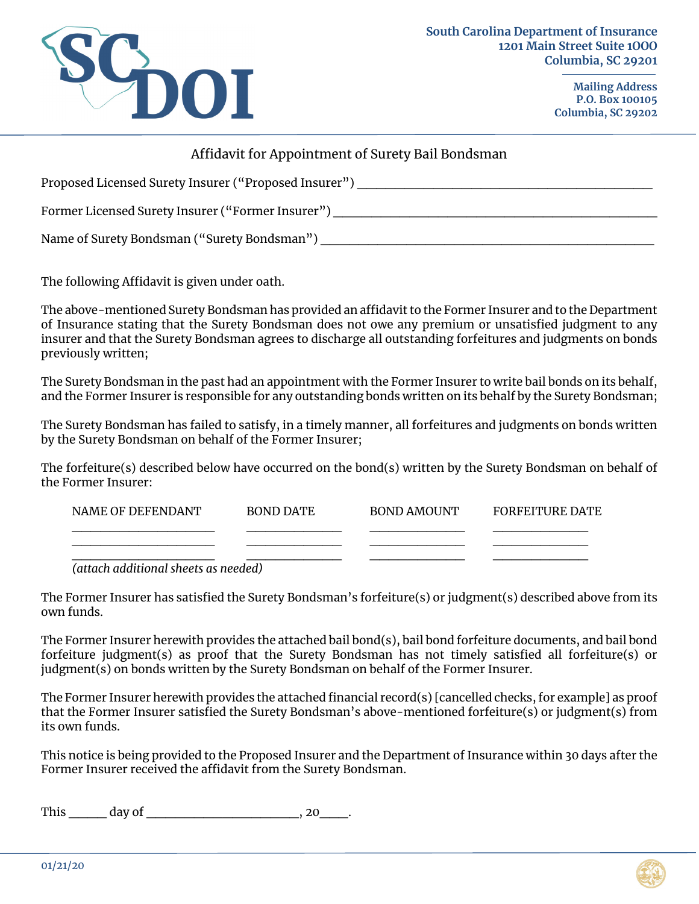South Carolina Department of Insurance
1201 Main Street Suite 1000
Columbia, SC 29201

Mailing Address
P.O. Box 100105
Columbia, SC 29202

# Affidavit for Appointment of Surety Bail Bondsman

Proposed Licensed Surety Insurer ("Proposed Insurer") ________________________________________________

Former Licensed Surety Insurer ("Former Insurer") ____________________________________________________

Name of Surety Bondsman ("Surety Bondsman") _____________________________________________________

The following Affidavit is given under oath.

The above-mentioned Surety Bondsman has provided an affidavit to the Former Insurer and to the Department of Insurance stating that the Surety Bondsman does not owe any premium or unsatisfied judgment to any insurer and that the Surety Bondsman agrees to discharge all outstanding forfeitures and judgments on bonds previously written;

The Surety Bondsman in the past had an appointment with the Former Insurer to write bail bonds on its behalf, and the Former Insurer is responsible for any outstanding bonds written on its behalf by the Surety Bondsman;

The Surety Bondsman has failed to satisfy, in a timely manner, all forfeitures and judgments on bonds written by the Surety Bondsman on behalf of the Former Insurer;

The forfeiture(s) described below have occurred on the bond(s) written by the Surety Bondsman on behalf of the Former Insurer:

| NAME OF DEFENDANT | BOND DATE | BOND AMOUNT | FORFEITURE DATE |
|---|---|---|---|
| ______________________ | _______________ | _______________ | _______________ |
| ______________________ | _______________ | _______________ | _______________ |
| ______________________ | _______________ | _______________ | _______________ |

*(attach additional sheets as needed)*

The Former Insurer has satisfied the Surety Bondsman's forfeiture(s) or judgment(s) described above from its own funds.

The Former Insurer herewith provides the attached bail bond(s), bail bond forfeiture documents, and bail bond forfeiture judgment(s) as proof that the Surety Bondsman has not timely satisfied all forfeiture(s) or judgment(s) on bonds written by the Surety Bondsman on behalf of the Former Insurer.

The Former Insurer herewith provides the attached financial record(s) [cancelled checks, for example] as proof that the Former Insurer satisfied the Surety Bondsman's above-mentioned forfeiture(s) or judgment(s) from its own funds.

This notice is being provided to the Proposed Insurer and the Department of Insurance within 30 days after the Former Insurer received the affidavit from the Surety Bondsman.

This ______ day of _______________________, 20____.

01/21/20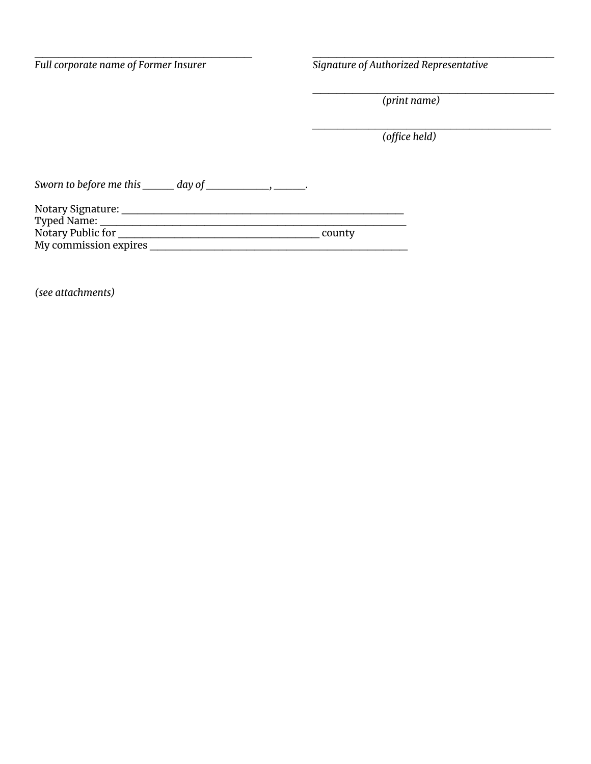_______________________________________________
*Full corporate name of Former Insurer*

_______________________________________________
*Signature of Authorized Representative*

_______________________________________________
*(print name)*

_______________________________________________
*(office held)*

*Sworn to before me this ______ day of ____________, ______.*

Notary Signature: _______________________________________________________
Typed Name: ____________________________________________________________
Notary Public for ______________________________________ county
My commission expires __________________________________________________

*(see attachments)*